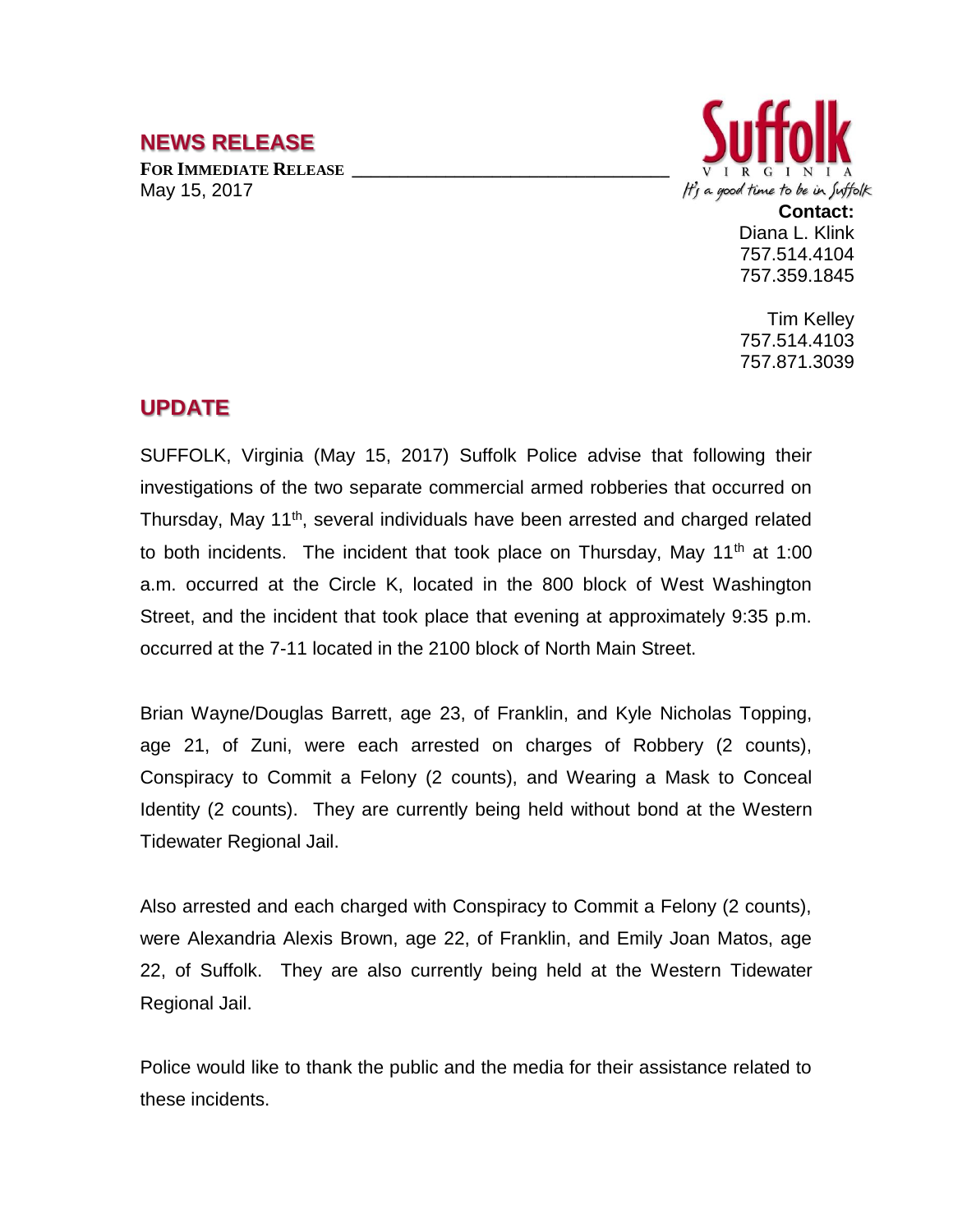## NEWS RELEASE

**FOR IMMEDIATE RELEASE**
May 15, 2017

Suffolk
VIRGINIA
It's a good time to be in Suffolk

**Contact:**
Diana L. Klink
757.514.4104
757.359.1845

Tim Kelley
757.514.4103
757.871.3039

## UPDATE

SUFFOLK, Virginia (May 15, 2017) Suffolk Police advise that following their investigations of the two separate commercial armed robberies that occurred on Thursday, May 11th, several individuals have been arrested and charged related to both incidents. The incident that took place on Thursday, May 11th at 1:00 a.m. occurred at the Circle K, located in the 800 block of West Washington Street, and the incident that took place that evening at approximately 9:35 p.m. occurred at the 7-11 located in the 2100 block of North Main Street.

Brian Wayne/Douglas Barrett, age 23, of Franklin, and Kyle Nicholas Topping, age 21, of Zuni, were each arrested on charges of Robbery (2 counts), Conspiracy to Commit a Felony (2 counts), and Wearing a Mask to Conceal Identity (2 counts). They are currently being held without bond at the Western Tidewater Regional Jail.

Also arrested and each charged with Conspiracy to Commit a Felony (2 counts), were Alexandria Alexis Brown, age 22, of Franklin, and Emily Joan Matos, age 22, of Suffolk. They are also currently being held at the Western Tidewater Regional Jail.

Police would like to thank the public and the media for their assistance related to these incidents.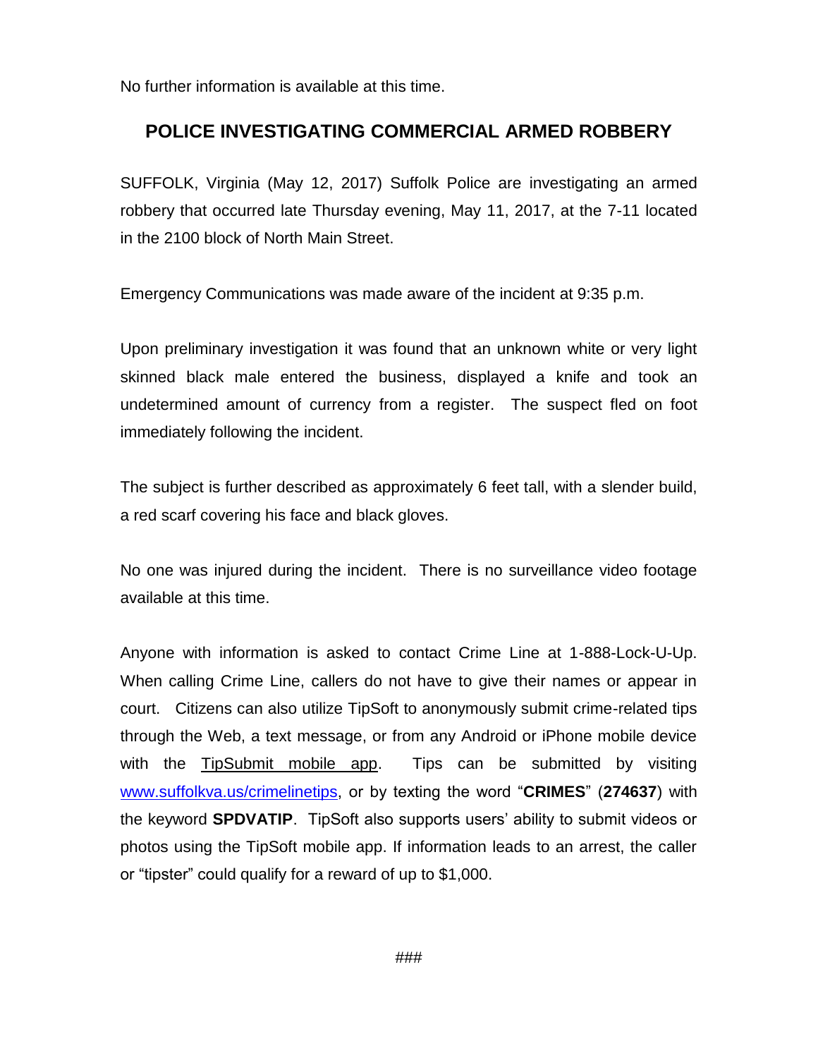No further information is available at this time.

## POLICE INVESTIGATING COMMERCIAL ARMED ROBBERY

SUFFOLK, Virginia (May 12, 2017) Suffolk Police are investigating an armed robbery that occurred late Thursday evening, May 11, 2017, at the 7-11 located in the 2100 block of North Main Street.

Emergency Communications was made aware of the incident at 9:35 p.m.

Upon preliminary investigation it was found that an unknown white or very light skinned black male entered the business, displayed a knife and took an undetermined amount of currency from a register. The suspect fled on foot immediately following the incident.

The subject is further described as approximately 6 feet tall, with a slender build, a red scarf covering his face and black gloves.

No one was injured during the incident. There is no surveillance video footage available at this time.

Anyone with information is asked to contact Crime Line at 1-888-Lock-U-Up. When calling Crime Line, callers do not have to give their names or appear in court. Citizens can also utilize TipSoft to anonymously submit crime-related tips through the Web, a text message, or from any Android or iPhone mobile device with the TipSubmit mobile app. Tips can be submitted by visiting www.suffolkva.us/crimelinetips, or by texting the word "**CRIMES**" (**274637**) with the keyword **SPDVATIP**. TipSoft also supports users' ability to submit videos or photos using the TipSoft mobile app. If information leads to an arrest, the caller or "tipster" could qualify for a reward of up to $1,000.

###